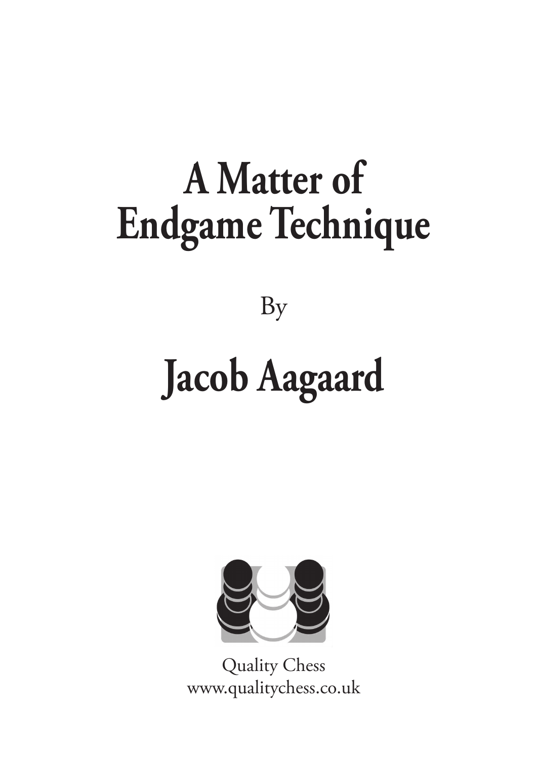# A Matter of Endgame Technique

By

# Jacob Aagaard

Quality Chess
www.qualitychess.co.uk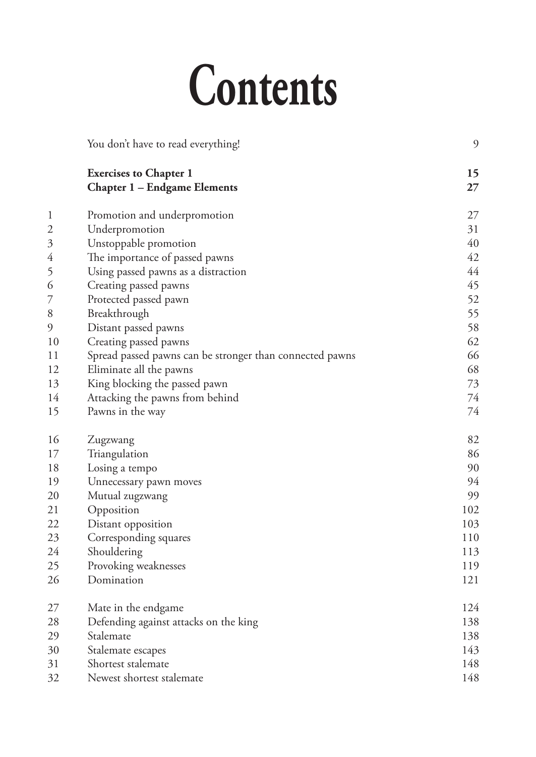# Contents

| | | |
|---|---|---|
| | You don't have to read everything! | 9 |
| | **Exercises to Chapter 1** | **15** |
| | **Chapter 1 – Endgame Elements** | **27** |
| 1 | Promotion and underpromotion | 27 |
| 2 | Underpromotion | 31 |
| 3 | Unstoppable promotion | 40 |
| 4 | The importance of passed pawns | 42 |
| 5 | Using passed pawns as a distraction | 44 |
| 6 | Creating passed pawns | 45 |
| 7 | Protected passed pawn | 52 |
| 8 | Breakthrough | 55 |
| 9 | Distant passed pawns | 58 |
| 10 | Creating passed pawns | 62 |
| 11 | Spread passed pawns can be stronger than connected pawns | 66 |
| 12 | Eliminate all the pawns | 68 |
| 13 | King blocking the passed pawn | 73 |
| 14 | Attacking the pawns from behind | 74 |
| 15 | Pawns in the way | 74 |
| 16 | Zugzwang | 82 |
| 17 | Triangulation | 86 |
| 18 | Losing a tempo | 90 |
| 19 | Unnecessary pawn moves | 94 |
| 20 | Mutual zugzwang | 99 |
| 21 | Opposition | 102 |
| 22 | Distant opposition | 103 |
| 23 | Corresponding squares | 110 |
| 24 | Shouldering | 113 |
| 25 | Provoking weaknesses | 119 |
| 26 | Domination | 121 |
| 27 | Mate in the endgame | 124 |
| 28 | Defending against attacks on the king | 138 |
| 29 | Stalemate | 138 |
| 30 | Stalemate escapes | 143 |
| 31 | Shortest stalemate | 148 |
| 32 | Newest shortest stalemate | 148 |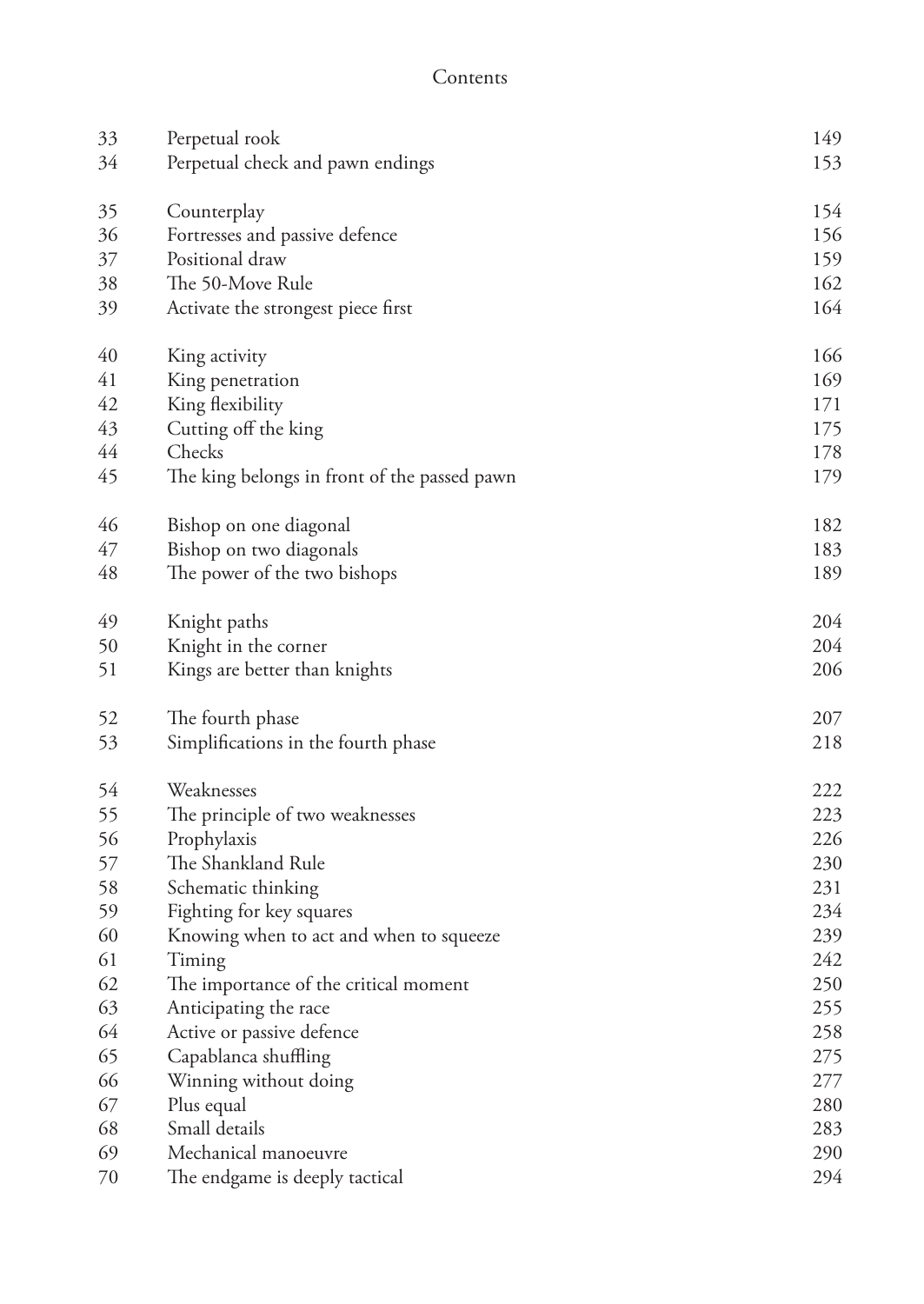Contents

| | | |
|---|---|---|
| 33 | Perpetual rook | 149 |
| 34 | Perpetual check and pawn endings | 153 |
| | | |
| 35 | Counterplay | 154 |
| 36 | Fortresses and passive defence | 156 |
| 37 | Positional draw | 159 |
| 38 | The 50-Move Rule | 162 |
| 39 | Activate the strongest piece first | 164 |
| | | |
| 40 | King activity | 166 |
| 41 | King penetration | 169 |
| 42 | King flexibility | 171 |
| 43 | Cutting off the king | 175 |
| 44 | Checks | 178 |
| 45 | The king belongs in front of the passed pawn | 179 |
| | | |
| 46 | Bishop on one diagonal | 182 |
| 47 | Bishop on two diagonals | 183 |
| 48 | The power of the two bishops | 189 |
| | | |
| 49 | Knight paths | 204 |
| 50 | Knight in the corner | 204 |
| 51 | Kings are better than knights | 206 |
| | | |
| 52 | The fourth phase | 207 |
| 53 | Simplifications in the fourth phase | 218 |
| | | |
| 54 | Weaknesses | 222 |
| 55 | The principle of two weaknesses | 223 |
| 56 | Prophylaxis | 226 |
| 57 | The Shankland Rule | 230 |
| 58 | Schematic thinking | 231 |
| 59 | Fighting for key squares | 234 |
| 60 | Knowing when to act and when to squeeze | 239 |
| 61 | Timing | 242 |
| 62 | The importance of the critical moment | 250 |
| 63 | Anticipating the race | 255 |
| 64 | Active or passive defence | 258 |
| 65 | Capablanca shuffling | 275 |
| 66 | Winning without doing | 277 |
| 67 | Plus equal | 280 |
| 68 | Small details | 283 |
| 69 | Mechanical manoeuvre | 290 |
| 70 | The endgame is deeply tactical | 294 |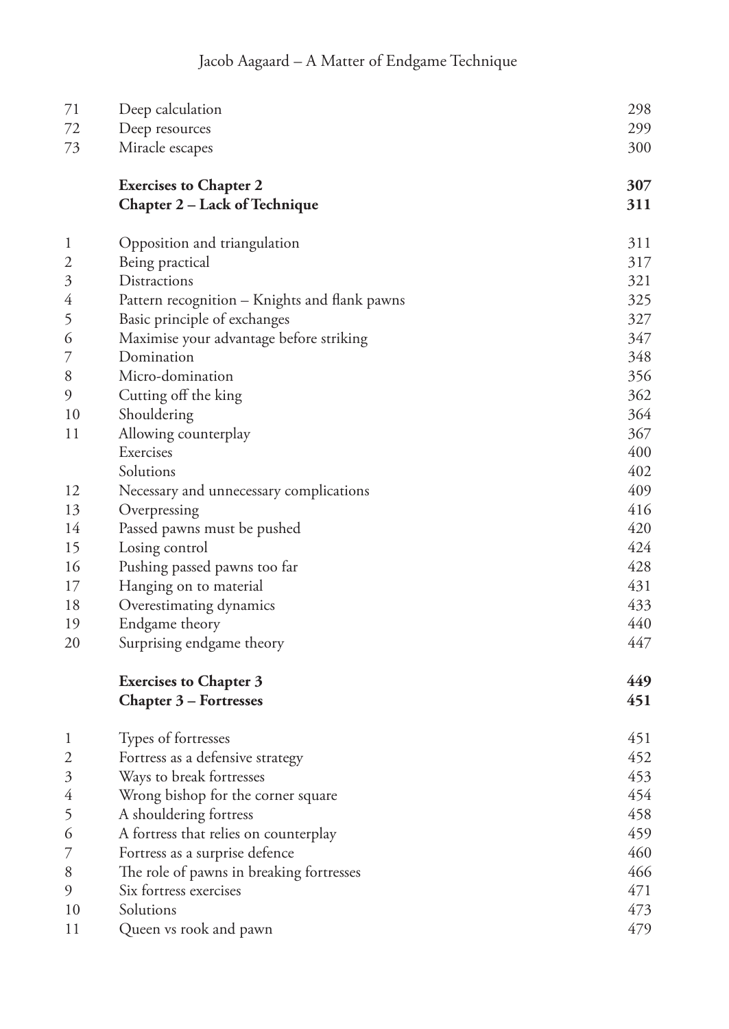| | | |
|---|---|---|
| 71 | Deep calculation | 298 |
| 72 | Deep resources | 299 |
| 73 | Miracle escapes | 300 |
| | **Exercises to Chapter 2** | **307** |
| | **Chapter 2 – Lack of Technique** | **311** |
| 1 | Opposition and triangulation | 311 |
| 2 | Being practical | 317 |
| 3 | Distractions | 321 |
| 4 | Pattern recognition – Knights and flank pawns | 325 |
| 5 | Basic principle of exchanges | 327 |
| 6 | Maximise your advantage before striking | 347 |
| 7 | Domination | 348 |
| 8 | Micro-domination | 356 |
| 9 | Cutting off the king | 362 |
| 10 | Shouldering | 364 |
| 11 | Allowing counterplay | 367 |
| | Exercises | 400 |
| | Solutions | 402 |
| 12 | Necessary and unnecessary complications | 409 |
| 13 | Overpressing | 416 |
| 14 | Passed pawns must be pushed | 420 |
| 15 | Losing control | 424 |
| 16 | Pushing passed pawns too far | 428 |
| 17 | Hanging on to material | 431 |
| 18 | Overestimating dynamics | 433 |
| 19 | Endgame theory | 440 |
| 20 | Surprising endgame theory | 447 |
| | **Exercises to Chapter 3** | **449** |
| | **Chapter 3 – Fortresses** | **451** |
| 1 | Types of fortresses | 451 |
| 2 | Fortress as a defensive strategy | 452 |
| 3 | Ways to break fortresses | 453 |
| 4 | Wrong bishop for the corner square | 454 |
| 5 | A shouldering fortress | 458 |
| 6 | A fortress that relies on counterplay | 459 |
| 7 | Fortress as a surprise defence | 460 |
| 8 | The role of pawns in breaking fortresses | 466 |
| 9 | Six fortress exercises | 471 |
| 10 | Solutions | 473 |
| 11 | Queen vs rook and pawn | 479 |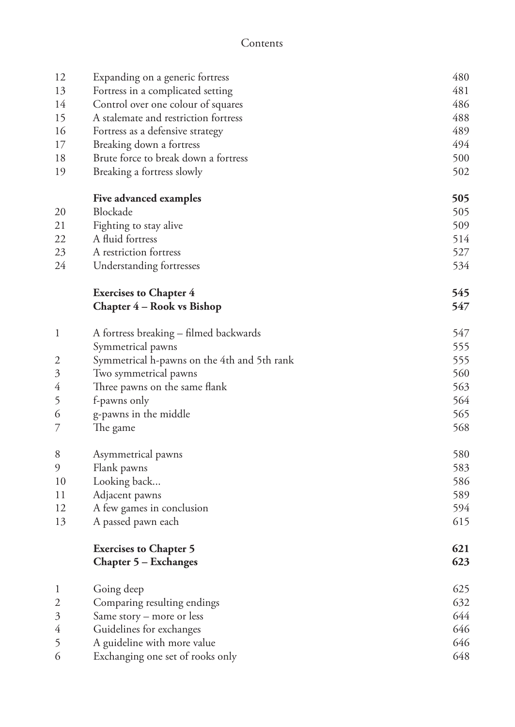# Contents

| | | |
|---|---|---|
| 12 | Expanding on a generic fortress | 480 |
| 13 | Fortress in a complicated setting | 481 |
| 14 | Control over one colour of squares | 486 |
| 15 | A stalemate and restriction fortress | 488 |
| 16 | Fortress as a defensive strategy | 489 |
| 17 | Breaking down a fortress | 494 |
| 18 | Brute force to break down a fortress | 500 |
| 19 | Breaking a fortress slowly | 502 |
| | **Five advanced examples** | **505** |
| 20 | Blockade | 505 |
| 21 | Fighting to stay alive | 509 |
| 22 | A fluid fortress | 514 |
| 23 | A restriction fortress | 527 |
| 24 | Understanding fortresses | 534 |
| | **Exercises to Chapter 4** | **545** |
| | **Chapter 4 – Rook vs Bishop** | **547** |
| 1 | A fortress breaking – filmed backwards | 547 |
| | Symmetrical pawns | 555 |
| 2 | Symmetrical h-pawns on the 4th and 5th rank | 555 |
| 3 | Two symmetrical pawns | 560 |
| 4 | Three pawns on the same flank | 563 |
| 5 | f-pawns only | 564 |
| 6 | g-pawns in the middle | 565 |
| 7 | The game | 568 |
| 8 | Asymmetrical pawns | 580 |
| 9 | Flank pawns | 583 |
| 10 | Looking back... | 586 |
| 11 | Adjacent pawns | 589 |
| 12 | A few games in conclusion | 594 |
| 13 | A passed pawn each | 615 |
| | **Exercises to Chapter 5** | **621** |
| | **Chapter 5 – Exchanges** | **623** |
| 1 | Going deep | 625 |
| 2 | Comparing resulting endings | 632 |
| 3 | Same story – more or less | 644 |
| 4 | Guidelines for exchanges | 646 |
| 5 | A guideline with more value | 646 |
| 6 | Exchanging one set of rooks only | 648 |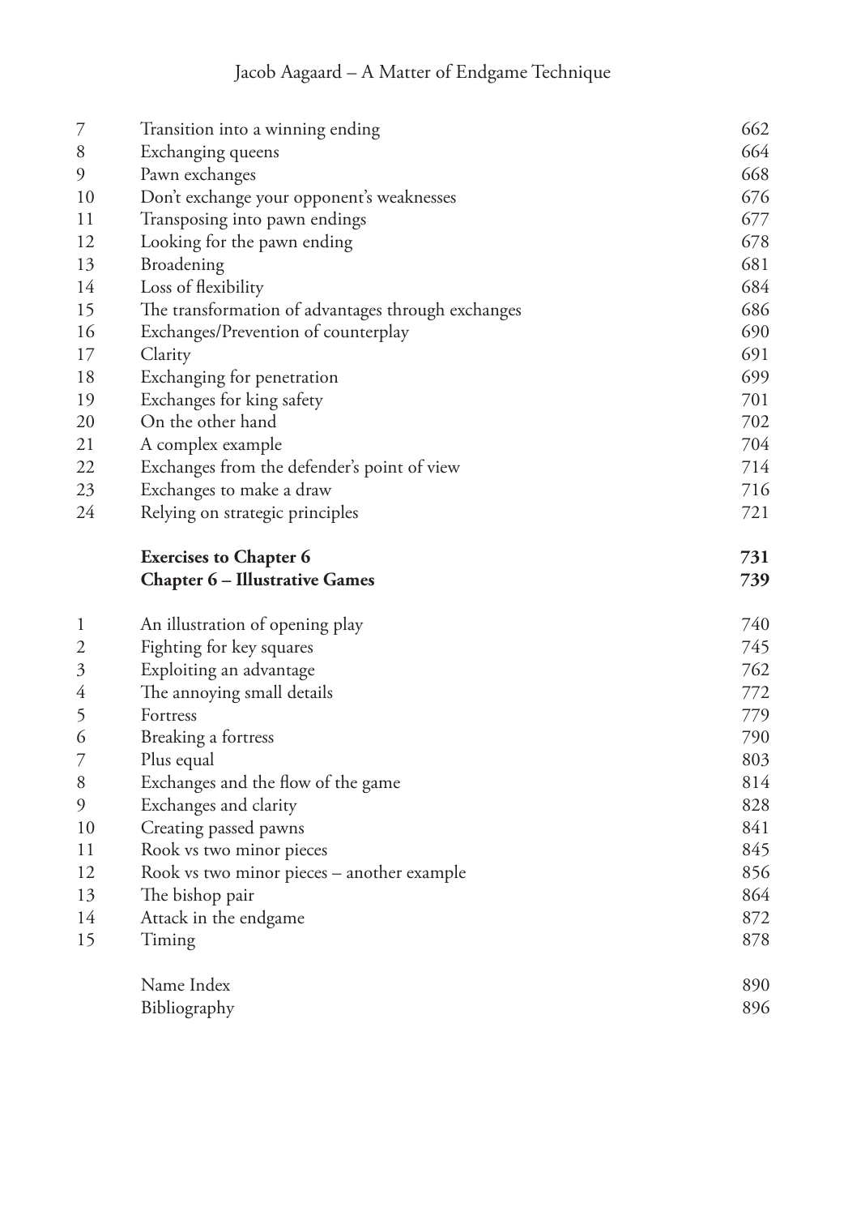| | | |
|---|---|---|
| 7 | Transition into a winning ending | 662 |
| 8 | Exchanging queens | 664 |
| 9 | Pawn exchanges | 668 |
| 10 | Don't exchange your opponent's weaknesses | 676 |
| 11 | Transposing into pawn endings | 677 |
| 12 | Looking for the pawn ending | 678 |
| 13 | Broadening | 681 |
| 14 | Loss of flexibility | 684 |
| 15 | The transformation of advantages through exchanges | 686 |
| 16 | Exchanges/Prevention of counterplay | 690 |
| 17 | Clarity | 691 |
| 18 | Exchanging for penetration | 699 |
| 19 | Exchanges for king safety | 701 |
| 20 | On the other hand | 702 |
| 21 | A complex example | 704 |
| 22 | Exchanges from the defender's point of view | 714 |
| 23 | Exchanges to make a draw | 716 |
| 24 | Relying on strategic principles | 721 |
| | **Exercises to Chapter 6** | **731** |
| | **Chapter 6 – Illustrative Games** | **739** |
| 1 | An illustration of opening play | 740 |
| 2 | Fighting for key squares | 745 |
| 3 | Exploiting an advantage | 762 |
| 4 | The annoying small details | 772 |
| 5 | Fortress | 779 |
| 6 | Breaking a fortress | 790 |
| 7 | Plus equal | 803 |
| 8 | Exchanges and the flow of the game | 814 |
| 9 | Exchanges and clarity | 828 |
| 10 | Creating passed pawns | 841 |
| 11 | Rook vs two minor pieces | 845 |
| 12 | Rook vs two minor pieces – another example | 856 |
| 13 | The bishop pair | 864 |
| 14 | Attack in the endgame | 872 |
| 15 | Timing | 878 |
| | Name Index | 890 |
| | Bibliography | 896 |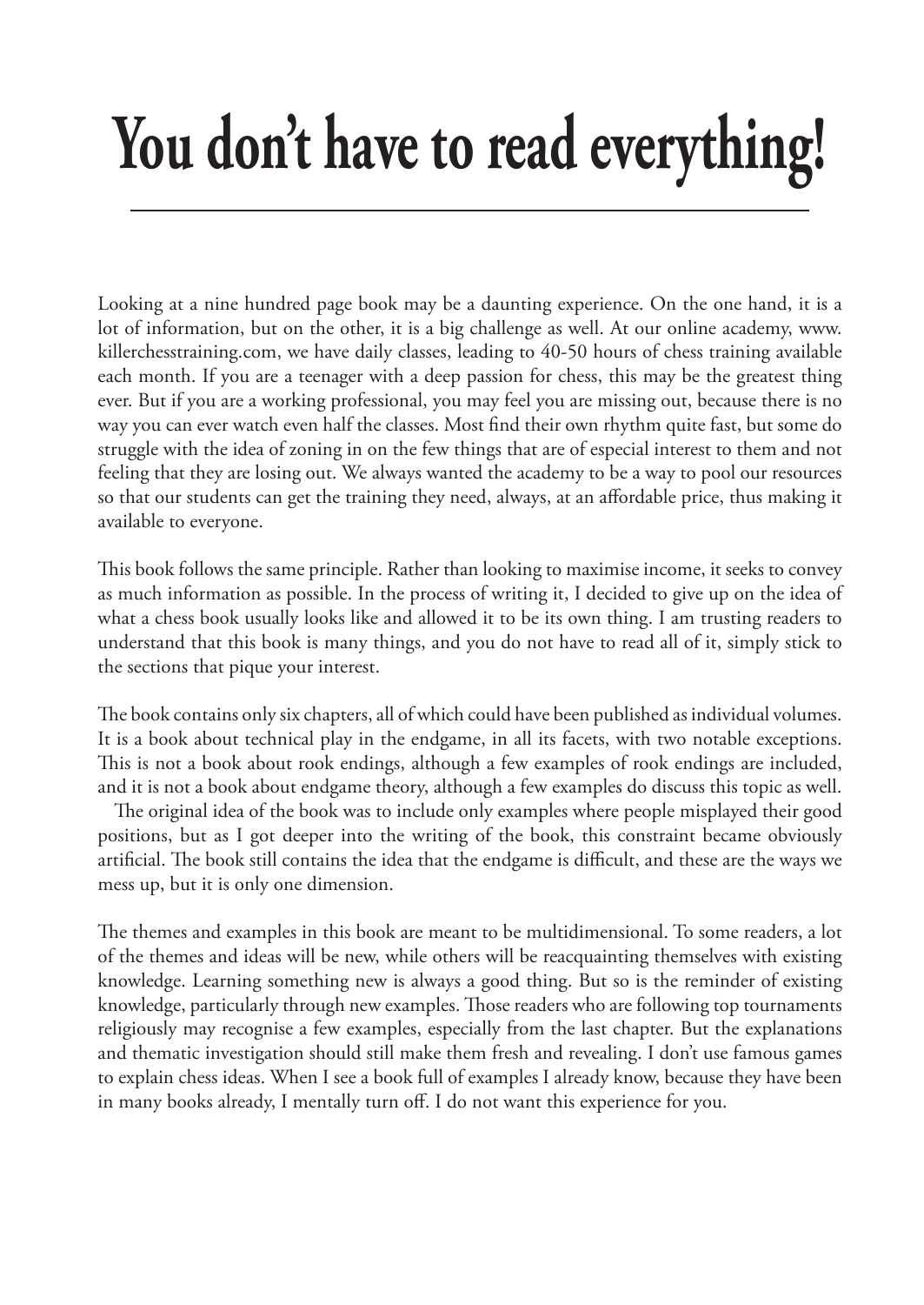# You don't have to read everything!

Looking at a nine hundred page book may be a daunting experience. On the one hand, it is a lot of information, but on the other, it is a big challenge as well. At our online academy, www.killerchesstraining.com, we have daily classes, leading to 40-50 hours of chess training available each month. If you are a teenager with a deep passion for chess, this may be the greatest thing ever. But if you are a working professional, you may feel you are missing out, because there is no way you can ever watch even half the classes. Most find their own rhythm quite fast, but some do struggle with the idea of zoning in on the few things that are of especial interest to them and not feeling that they are losing out. We always wanted the academy to be a way to pool our resources so that our students can get the training they need, always, at an affordable price, thus making it available to everyone.

This book follows the same principle. Rather than looking to maximise income, it seeks to convey as much information as possible. In the process of writing it, I decided to give up on the idea of what a chess book usually looks like and allowed it to be its own thing. I am trusting readers to understand that this book is many things, and you do not have to read all of it, simply stick to the sections that pique your interest.

The book contains only six chapters, all of which could have been published as individual volumes. It is a book about technical play in the endgame, in all its facets, with two notable exceptions. This is not a book about rook endings, although a few examples of rook endings are included, and it is not a book about endgame theory, although a few examples do discuss this topic as well.

The original idea of the book was to include only examples where people misplayed their good positions, but as I got deeper into the writing of the book, this constraint became obviously artificial. The book still contains the idea that the endgame is difficult, and these are the ways we mess up, but it is only one dimension.

The themes and examples in this book are meant to be multidimensional. To some readers, a lot of the themes and ideas will be new, while others will be reacquainting themselves with existing knowledge. Learning something new is always a good thing. But so is the reminder of existing knowledge, particularly through new examples. Those readers who are following top tournaments religiously may recognise a few examples, especially from the last chapter. But the explanations and thematic investigation should still make them fresh and revealing. I don't use famous games to explain chess ideas. When I see a book full of examples I already know, because they have been in many books already, I mentally turn off. I do not want this experience for you.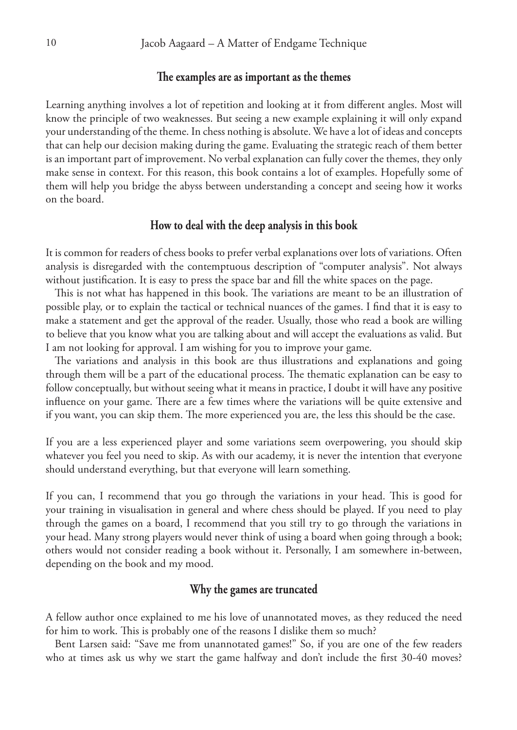### The examples are as important as the themes

Learning anything involves a lot of repetition and looking at it from different angles. Most will know the principle of two weaknesses. But seeing a new example explaining it will only expand your understanding of the theme. In chess nothing is absolute. We have a lot of ideas and concepts that can help our decision making during the game. Evaluating the strategic reach of them better is an important part of improvement. No verbal explanation can fully cover the themes, they only make sense in context. For this reason, this book contains a lot of examples. Hopefully some of them will help you bridge the abyss between understanding a concept and seeing how it works on the board.

### How to deal with the deep analysis in this book

It is common for readers of chess books to prefer verbal explanations over lots of variations. Often analysis is disregarded with the contemptuous description of "computer analysis". Not always without justification. It is easy to press the space bar and fill the white spaces on the page.

This is not what has happened in this book. The variations are meant to be an illustration of possible play, or to explain the tactical or technical nuances of the games. I find that it is easy to make a statement and get the approval of the reader. Usually, those who read a book are willing to believe that you know what you are talking about and will accept the evaluations as valid. But I am not looking for approval. I am wishing for you to improve your game.

The variations and analysis in this book are thus illustrations and explanations and going through them will be a part of the educational process. The thematic explanation can be easy to follow conceptually, but without seeing what it means in practice, I doubt it will have any positive influence on your game. There are a few times where the variations will be quite extensive and if you want, you can skip them. The more experienced you are, the less this should be the case.

If you are a less experienced player and some variations seem overpowering, you should skip whatever you feel you need to skip. As with our academy, it is never the intention that everyone should understand everything, but that everyone will learn something.

If you can, I recommend that you go through the variations in your head. This is good for your training in visualisation in general and where chess should be played. If you need to play through the games on a board, I recommend that you still try to go through the variations in your head. Many strong players would never think of using a board when going through a book; others would not consider reading a book without it. Personally, I am somewhere in-between, depending on the book and my mood.

### Why the games are truncated

A fellow author once explained to me his love of unannotated moves, as they reduced the need for him to work. This is probably one of the reasons I dislike them so much?

Bent Larsen said: "Save me from unannotated games!" So, if you are one of the few readers who at times ask us why we start the game halfway and don't include the first 30-40 moves?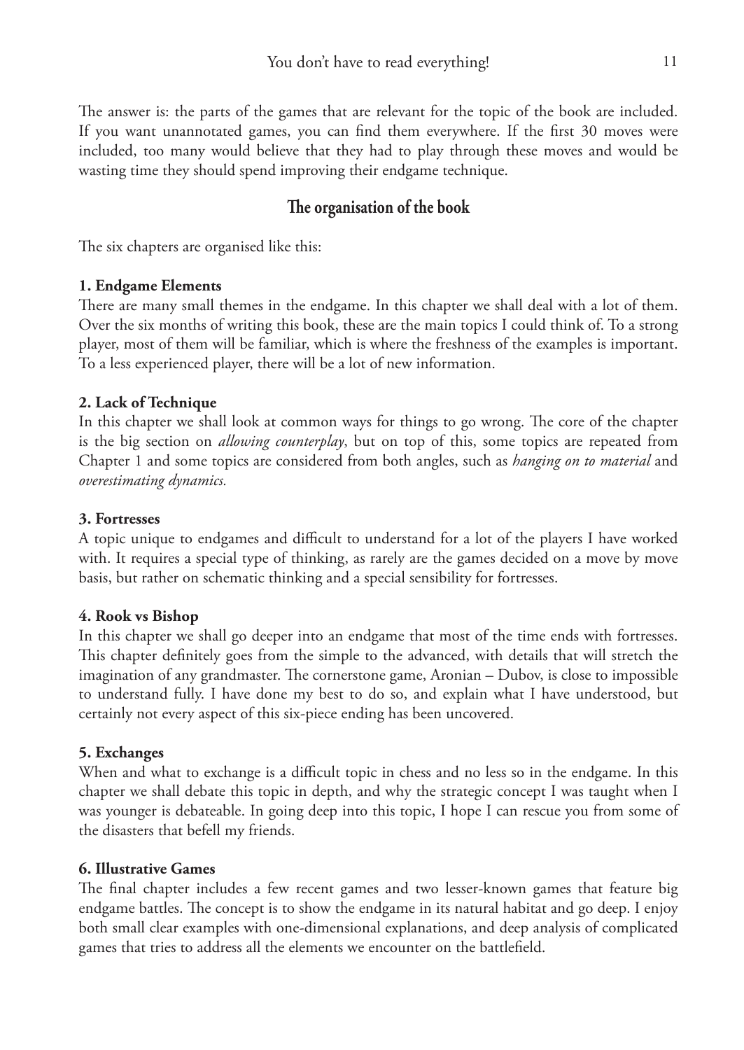The answer is: the parts of the games that are relevant for the topic of the book are included. If you want unannotated games, you can find them everywhere. If the first 30 moves were included, too many would believe that they had to play through these moves and would be wasting time they should spend improving their endgame technique.

## The organisation of the book

The six chapters are organised like this:

**1. Endgame Elements**

There are many small themes in the endgame. In this chapter we shall deal with a lot of them. Over the six months of writing this book, these are the main topics I could think of. To a strong player, most of them will be familiar, which is where the freshness of the examples is important. To a less experienced player, there will be a lot of new information.

**2. Lack of Technique**

In this chapter we shall look at common ways for things to go wrong. The core of the chapter is the big section on *allowing counterplay*, but on top of this, some topics are repeated from Chapter 1 and some topics are considered from both angles, such as *hanging on to material* and *overestimating dynamics.*

**3. Fortresses**

A topic unique to endgames and difficult to understand for a lot of the players I have worked with. It requires a special type of thinking, as rarely are the games decided on a move by move basis, but rather on schematic thinking and a special sensibility for fortresses.

**4. Rook vs Bishop**

In this chapter we shall go deeper into an endgame that most of the time ends with fortresses. This chapter definitely goes from the simple to the advanced, with details that will stretch the imagination of any grandmaster. The cornerstone game, Aronian – Dubov, is close to impossible to understand fully. I have done my best to do so, and explain what I have understood, but certainly not every aspect of this six-piece ending has been uncovered.

**5. Exchanges**

When and what to exchange is a difficult topic in chess and no less so in the endgame. In this chapter we shall debate this topic in depth, and why the strategic concept I was taught when I was younger is debateable. In going deep into this topic, I hope I can rescue you from some of the disasters that befell my friends.

**6. Illustrative Games**

The final chapter includes a few recent games and two lesser-known games that feature big endgame battles. The concept is to show the endgame in its natural habitat and go deep. I enjoy both small clear examples with one-dimensional explanations, and deep analysis of complicated games that tries to address all the elements we encounter on the battlefield.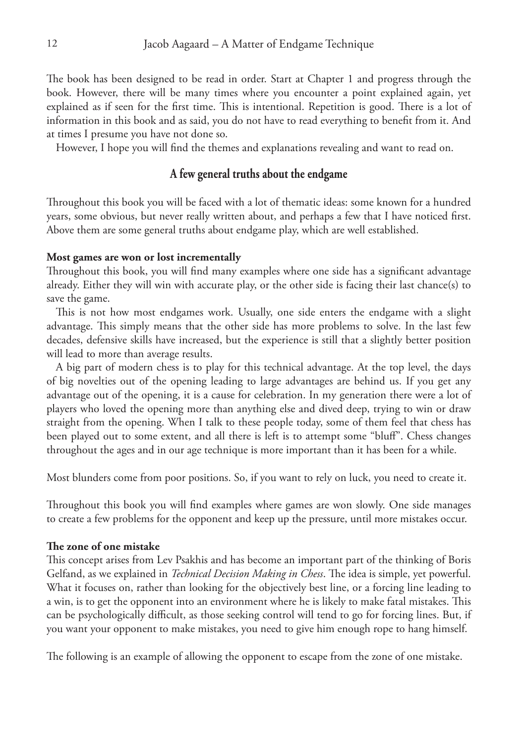The book has been designed to be read in order. Start at Chapter 1 and progress through the book. However, there will be many times where you encounter a point explained again, yet explained as if seen for the first time. This is intentional. Repetition is good. There is a lot of information in this book and as said, you do not have to read everything to benefit from it. And at times I presume you have not done so.

However, I hope you will find the themes and explanations revealing and want to read on.

## A few general truths about the endgame

Throughout this book you will be faced with a lot of thematic ideas: some known for a hundred years, some obvious, but never really written about, and perhaps a few that I have noticed first. Above them are some general truths about endgame play, which are well established.

**Most games are won or lost incrementally**

Throughout this book, you will find many examples where one side has a significant advantage already. Either they will win with accurate play, or the other side is facing their last chance(s) to save the game.

This is not how most endgames work. Usually, one side enters the endgame with a slight advantage. This simply means that the other side has more problems to solve. In the last few decades, defensive skills have increased, but the experience is still that a slightly better position will lead to more than average results.

A big part of modern chess is to play for this technical advantage. At the top level, the days of big novelties out of the opening leading to large advantages are behind us. If you get any advantage out of the opening, it is a cause for celebration. In my generation there were a lot of players who loved the opening more than anything else and dived deep, trying to win or draw straight from the opening. When I talk to these people today, some of them feel that chess has been played out to some extent, and all there is left is to attempt some "bluff". Chess changes throughout the ages and in our age technique is more important than it has been for a while.

Most blunders come from poor positions. So, if you want to rely on luck, you need to create it.

Throughout this book you will find examples where games are won slowly. One side manages to create a few problems for the opponent and keep up the pressure, until more mistakes occur.

**The zone of one mistake**

This concept arises from Lev Psakhis and has become an important part of the thinking of Boris Gelfand, as we explained in *Technical Decision Making in Chess*. The idea is simple, yet powerful. What it focuses on, rather than looking for the objectively best line, or a forcing line leading to a win, is to get the opponent into an environment where he is likely to make fatal mistakes. This can be psychologically difficult, as those seeking control will tend to go for forcing lines. But, if you want your opponent to make mistakes, you need to give him enough rope to hang himself.

The following is an example of allowing the opponent to escape from the zone of one mistake.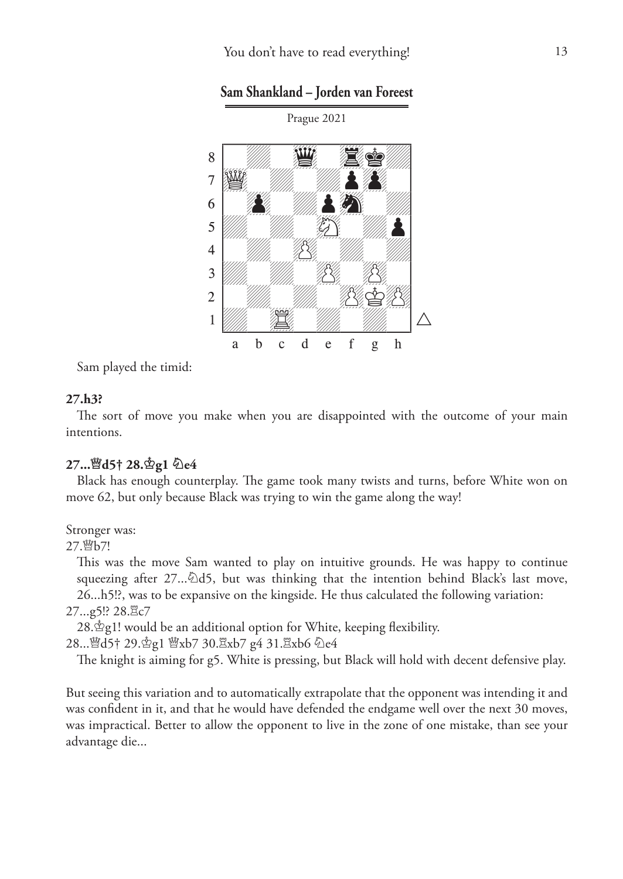## Sam Shankland – Jorden van Foreest

Prague 2021

Sam played the timid:

**27.h3?**

The sort of move you make when you are disappointed with the outcome of your main intentions.

**27...♕d5† 28.♔g1 ♘e4**

Black has enough counterplay. The game took many twists and turns, before White won on move 62, but only because Black was trying to win the game along the way!

Stronger was:

27.♕b7!

This was the move Sam wanted to play on intuitive grounds. He was happy to continue squeezing after 27...♘d5, but was thinking that the intention behind Black's last move, 26...h5!?, was to be expansive on the kingside. He thus calculated the following variation:

27...g5!? 28.♖c7

28.♔g1! would be an additional option for White, keeping flexibility.

28...♕d5† 29.♔g1 ♕xb7 30.♖xb7 g4 31.♖xb6 ♘e4

The knight is aiming for g5. White is pressing, but Black will hold with decent defensive play.

But seeing this variation and to automatically extrapolate that the opponent was intending it and was confident in it, and that he would have defended the endgame well over the next 30 moves, was impractical. Better to allow the opponent to live in the zone of one mistake, than see your advantage die...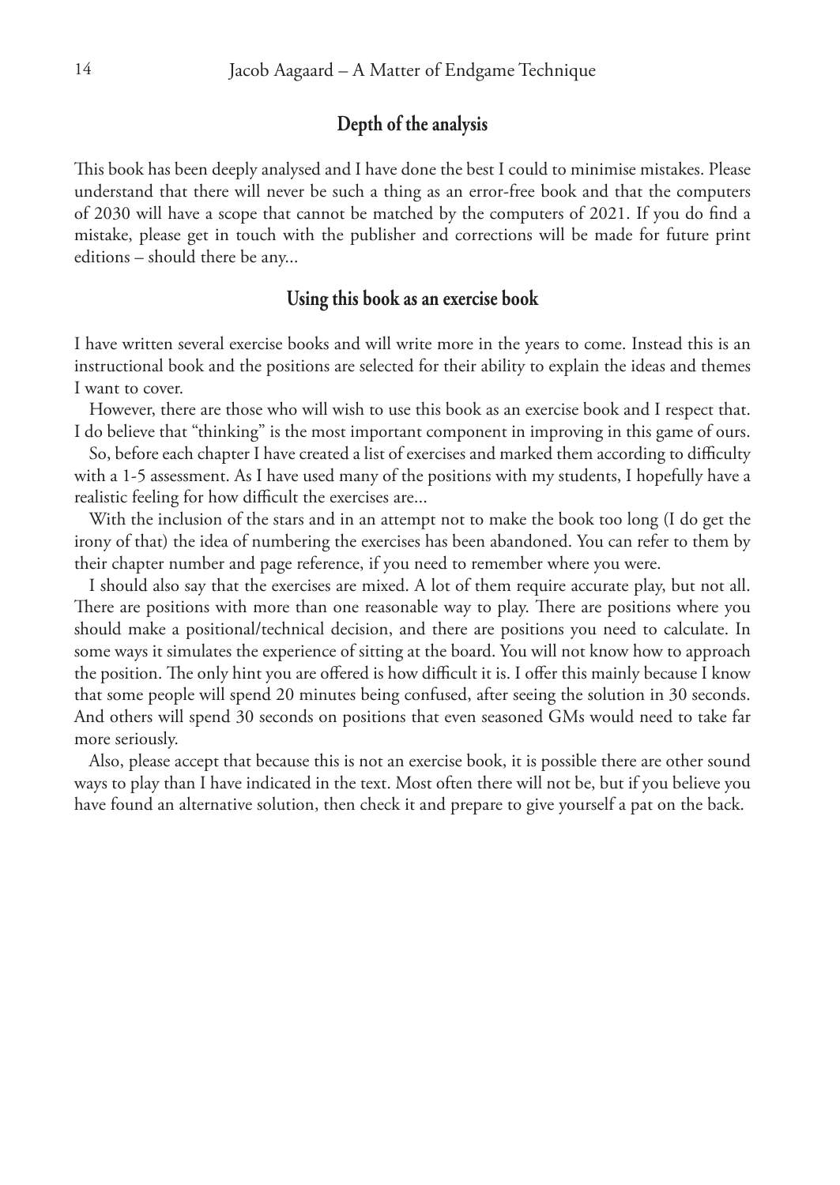## Depth of the analysis

This book has been deeply analysed and I have done the best I could to minimise mistakes. Please understand that there will never be such a thing as an error-free book and that the computers of 2030 will have a scope that cannot be matched by the computers of 2021. If you do find a mistake, please get in touch with the publisher and corrections will be made for future print editions – should there be any...

## Using this book as an exercise book

I have written several exercise books and will write more in the years to come. Instead this is an instructional book and the positions are selected for their ability to explain the ideas and themes I want to cover.

However, there are those who will wish to use this book as an exercise book and I respect that. I do believe that "thinking" is the most important component in improving in this game of ours.

So, before each chapter I have created a list of exercises and marked them according to difficulty with a 1-5 assessment. As I have used many of the positions with my students, I hopefully have a realistic feeling for how difficult the exercises are...

With the inclusion of the stars and in an attempt not to make the book too long (I do get the irony of that) the idea of numbering the exercises has been abandoned. You can refer to them by their chapter number and page reference, if you need to remember where you were.

I should also say that the exercises are mixed. A lot of them require accurate play, but not all. There are positions with more than one reasonable way to play. There are positions where you should make a positional/technical decision, and there are positions you need to calculate. In some ways it simulates the experience of sitting at the board. You will not know how to approach the position. The only hint you are offered is how difficult it is. I offer this mainly because I know that some people will spend 20 minutes being confused, after seeing the solution in 30 seconds. And others will spend 30 seconds on positions that even seasoned GMs would need to take far more seriously.

Also, please accept that because this is not an exercise book, it is possible there are other sound ways to play than I have indicated in the text. Most often there will not be, but if you believe you have found an alternative solution, then check it and prepare to give yourself a pat on the back.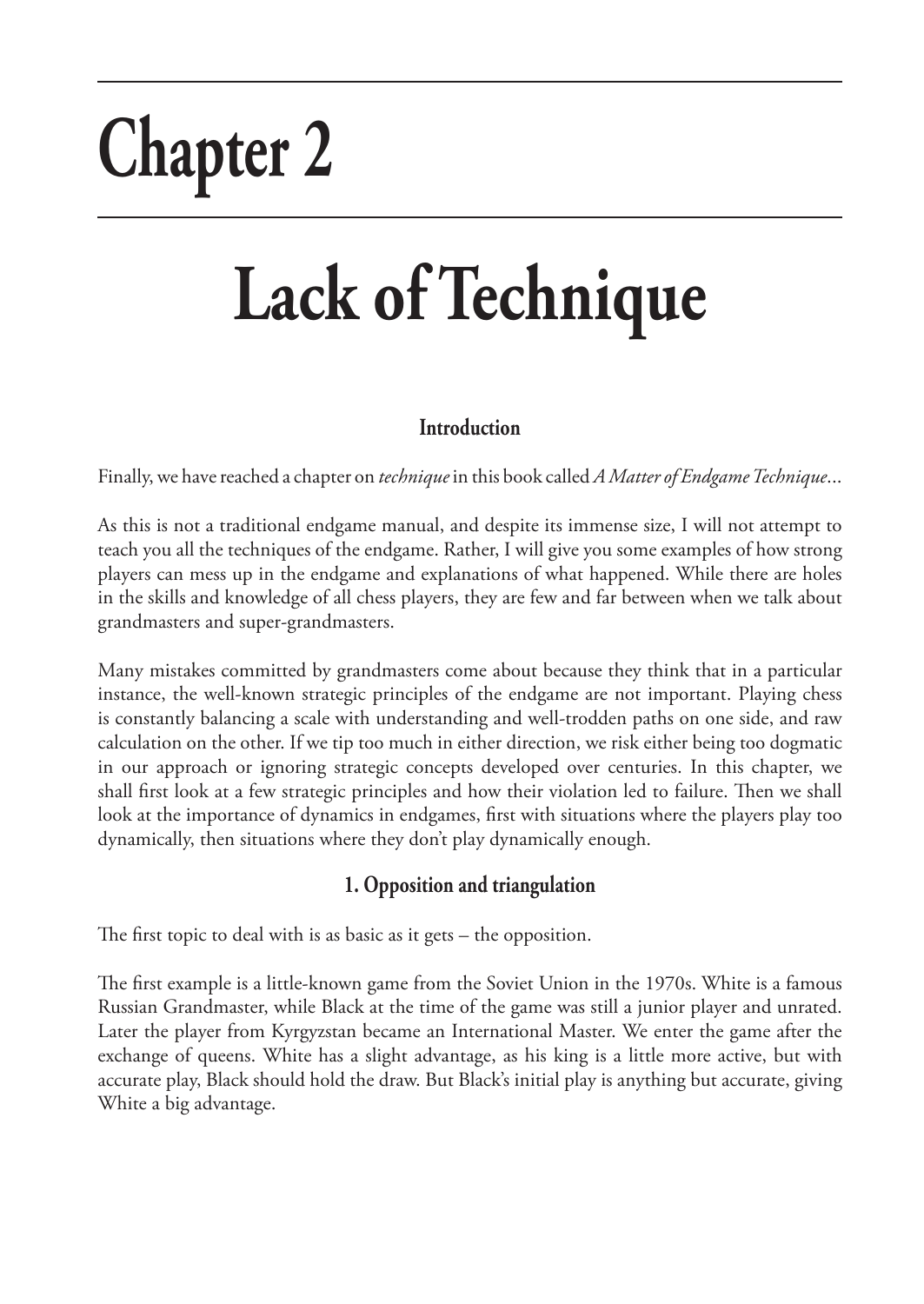# Chapter 2

# Lack of Technique

### Introduction

Finally, we have reached a chapter on *technique* in this book called *A Matter of Endgame Technique*...

As this is not a traditional endgame manual, and despite its immense size, I will not attempt to teach you all the techniques of the endgame. Rather, I will give you some examples of how strong players can mess up in the endgame and explanations of what happened. While there are holes in the skills and knowledge of all chess players, they are few and far between when we talk about grandmasters and super-grandmasters.

Many mistakes committed by grandmasters come about because they think that in a particular instance, the well-known strategic principles of the endgame are not important. Playing chess is constantly balancing a scale with understanding and well-trodden paths on one side, and raw calculation on the other. If we tip too much in either direction, we risk either being too dogmatic in our approach or ignoring strategic concepts developed over centuries. In this chapter, we shall first look at a few strategic principles and how their violation led to failure. Then we shall look at the importance of dynamics in endgames, first with situations where the players play too dynamically, then situations where they don't play dynamically enough.

### 1. Opposition and triangulation

The first topic to deal with is as basic as it gets – the opposition.

The first example is a little-known game from the Soviet Union in the 1970s. White is a famous Russian Grandmaster, while Black at the time of the game was still a junior player and unrated. Later the player from Kyrgyzstan became an International Master. We enter the game after the exchange of queens. White has a slight advantage, as his king is a little more active, but with accurate play, Black should hold the draw. But Black's initial play is anything but accurate, giving White a big advantage.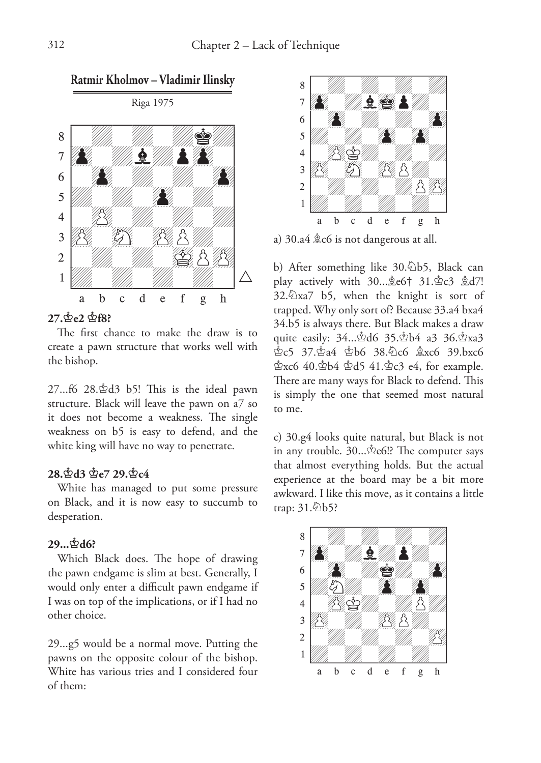## Ratmir Kholmov – Vladimir Ilinsky

Riga 1975

**27.♔e2 ♔f8?**

The first chance to make the draw is to create a pawn structure that works well with the bishop.

27...f6 28.♔d3 b5! This is the ideal pawn structure. Black will leave the pawn on a7 so it does not become a weakness. The single weakness on b5 is easy to defend, and the white king will have no way to penetrate.

**28.♔d3 ♔e7 29.♔c4**

White has managed to put some pressure on Black, and it is now easy to succumb to desperation.

**29...♔d6?**

Which Black does. The hope of drawing the pawn endgame is slim at best. Generally, I would only enter a difficult pawn endgame if I was on top of the implications, or if I had no other choice.

29...g5 would be a normal move. Putting the pawns on the opposite colour of the bishop. White has various tries and I considered four of them:

a) 30.a4 ♗c6 is not dangerous at all.

b) After something like 30.♘b5, Black can play actively with 30...♗e6† 31.♔c3 ♗d7! 32.♘xa7 b5, when the knight is sort of trapped. Why only sort of? Because 33.a4 bxa4 34.b5 is always there. But Black makes a draw quite easily: 34...♔d6 35.♔b4 a3 36.♔xa3 ♔c5 37.♔a4 ♔b6 38.♘c6 ♗xc6 39.bxc6 ♔xc6 40.♔b4 ♔d5 41.♔c3 e4, for example. There are many ways for Black to defend. This is simply the one that seemed most natural to me.

c) 30.g4 looks quite natural, but Black is not in any trouble. 30...♔e6!? The computer says that almost everything holds. But the actual experience at the board may be a bit more awkward. I like this move, as it contains a little trap: 31.♘b5?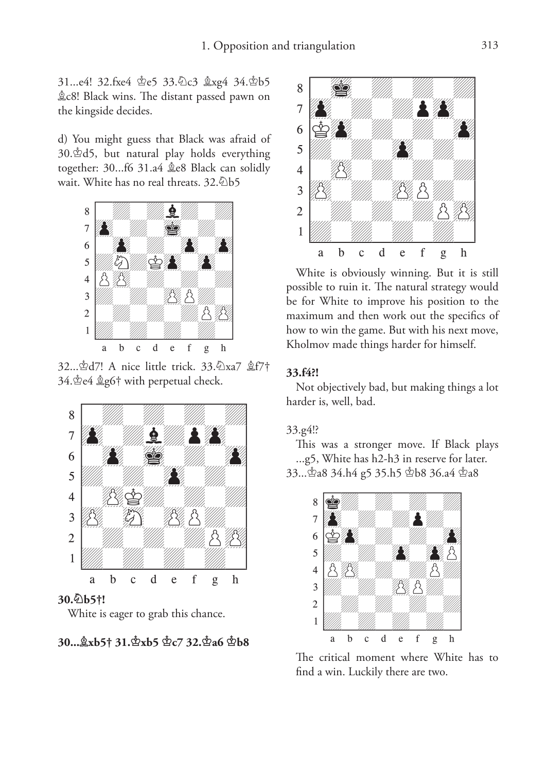31...e4! 32.fxe4 ♔e5 33.♘c3 ♗xg4 34.♔b5 ♗c8! Black wins. The distant passed pawn on the kingside decides.

d) You might guess that Black was afraid of 30.♔d5, but natural play holds everything together: 30...f6 31.a4 ♗e8 Black can solidly wait. White has no real threats. 32.♘b5

32...♔d7! A nice little trick. 33.♘xa7 ♗f7† 34.♔e4 ♗g6† with perpetual check.

**30.♘b5†!**

White is eager to grab this chance.

**30...♗xb5† 31.♔xb5 ♔c7 32.♔a6 ♔b8**

White is obviously winning. But it is still possible to ruin it. The natural strategy would be for White to improve his position to the maximum and then work out the specifics of how to win the game. But with his next move, Kholmov made things harder for himself.

**33.f4?!**

Not objectively bad, but making things a lot harder is, well, bad.

33.g4!?

This was a stronger move. If Black plays ...g5, White has h2-h3 in reserve for later. 33...♔a8 34.h4 g5 35.h5 ♔b8 36.a4 ♔a8

The critical moment where White has to find a win. Luckily there are two.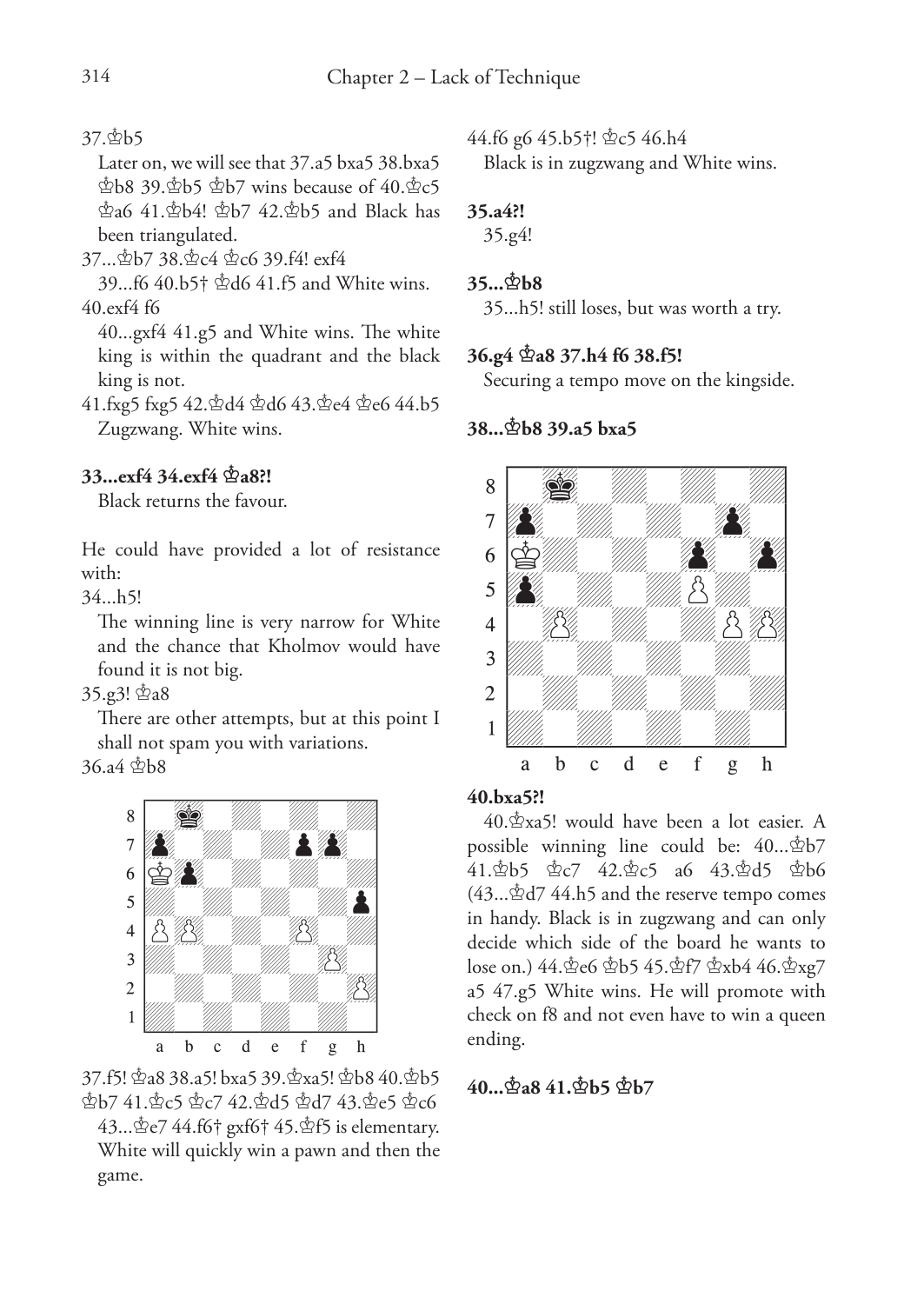37.♔b5

Later on, we will see that 37.a5 bxa5 38.bxa5 ♔b8 39.♔b5 ♔b7 wins because of 40.♔c5 ♔a6 41.♔b4! ♔b7 42.♔b5 and Black has been triangulated.

37...♔b7 38.♔c4 ♔c6 39.f4! exf4

39...f6 40.b5† ♔d6 41.f5 and White wins.

40.exf4 f6

40...gxf4 41.g5 and White wins. The white king is within the quadrant and the black king is not.

41.fxg5 fxg5 42.♔d4 ♔d6 43.♔e4 ♔e6 44.b5 Zugzwang. White wins.

**33...exf4 34.exf4 ♔a8?!**

Black returns the favour.

He could have provided a lot of resistance with:

34...h5!

The winning line is very narrow for White and the chance that Kholmov would have found it is not big.

35.g3! ♔a8

There are other attempts, but at this point I shall not spam you with variations.

36.a4 ♔b8

37.f5! ♔a8 38.a5! bxa5 39.♔xa5! ♔b8 40.♔b5 ♔b7 41.♔c5 ♔c7 42.♔d5 ♔d7 43.♔e5 ♔c6

43...♔e7 44.f6† gxf6† 45.♔f5 is elementary. White will quickly win a pawn and then the game.

44.f6 g6 45.b5†! ♔c5 46.h4

Black is in zugzwang and White wins.

**35.a4?!**

35.g4!

**35...♔b8**

35...h5! still loses, but was worth a try.

**36.g4 ♔a8 37.h4 f6 38.f5!**

Securing a tempo move on the kingside.

**38...♔b8 39.a5 bxa5**

**40.bxa5?!**

40.♔xa5! would have been a lot easier. A possible winning line could be: 40...♔b7 41.♔b5 ♔c7 42.♔c5 a6 43.♔d5 ♔b6 (43...♔d7 44.h5 and the reserve tempo comes in handy. Black is in zugzwang and can only decide which side of the board he wants to lose on.) 44.♔e6 ♔b5 45.♔f7 ♔xb4 46.♔xg7 a5 47.g5 White wins. He will promote with check on f8 and not even have to win a queen ending.

**40...♔a8 41.♔b5 ♔b7**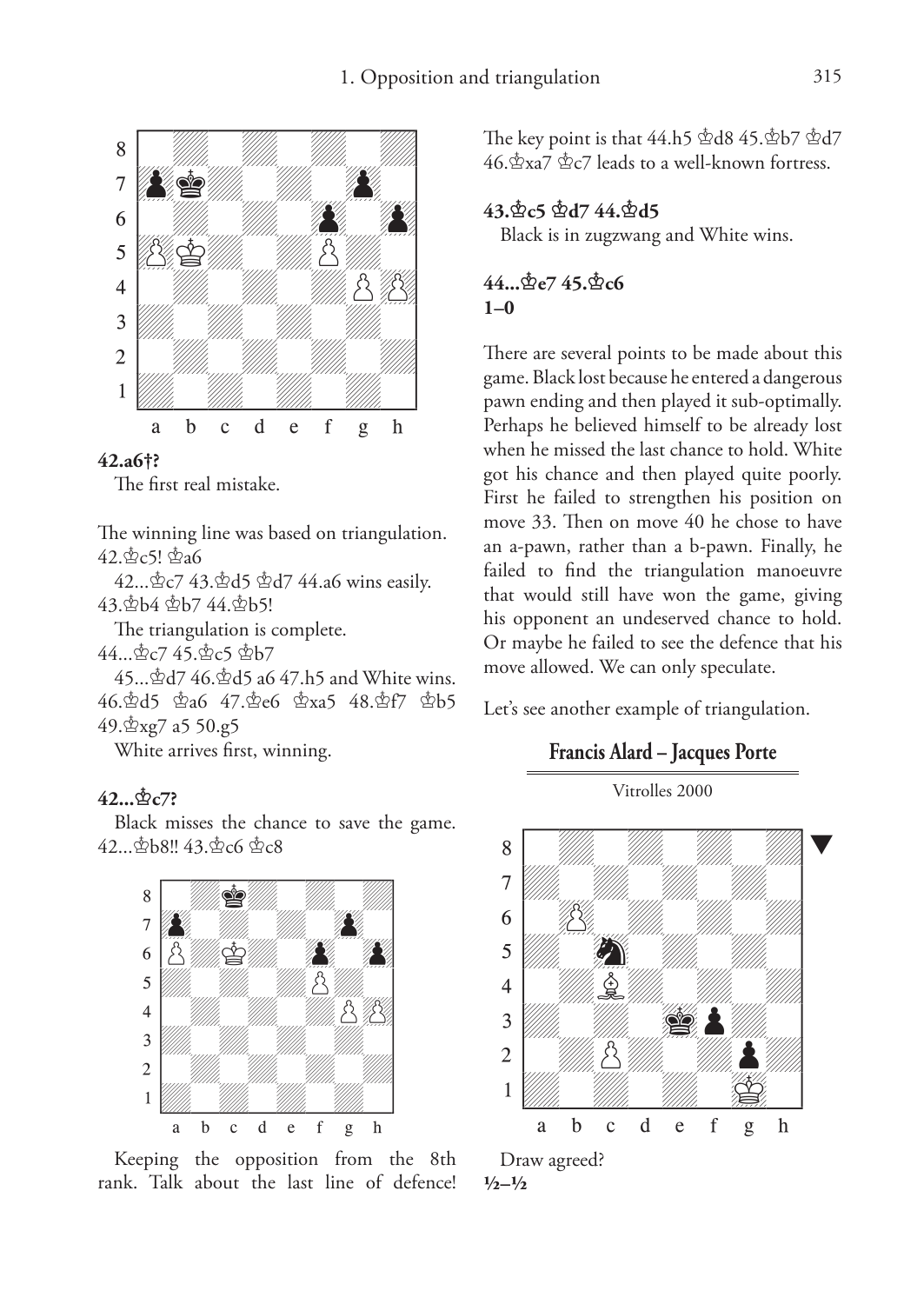**42.a6†?**

The first real mistake.

The winning line was based on triangulation.
42.♔c5! ♔a6

42...♔c7 43.♔d5 ♔d7 44.a6 wins easily.
43.♔b4 ♔b7 44.♔b5!

The triangulation is complete.
44...♔c7 45.♔c5 ♔b7

45...♔d7 46.♔d5 a6 47.h5 and White wins.
46.♔d5 ♔a6 47.♔e6 ♔xa5 48.♔f7 ♔b5 49.♔xg7 a5 50.g5

White arrives first, winning.

**42...♚c7?**

Black misses the chance to save the game. 42...♚b8!! 43.♔c6 ♔c8

Keeping the opposition from the 8th rank. Talk about the last line of defence! The key point is that 44.h5 ♔d8 45.♔b7 ♔d7 46.♔xa7 ♔c7 leads to a well-known fortress.

**43.♔c5 ♚d7 44.♔d5**

Black is in zugzwang and White wins.

**44...♚e7 45.♔c6**
**1–0**

There are several points to be made about this game. Black lost because he entered a dangerous pawn ending and then played it sub-optimally. Perhaps he believed himself to be already lost when he missed the last chance to hold. White got his chance and then played quite poorly. First he failed to strengthen his position on move 33. Then on move 40 he chose to have an a-pawn, rather than a b-pawn. Finally, he failed to find the triangulation manoeuvre that would still have won the game, giving his opponent an undeserved chance to hold. Or maybe he failed to see the defence that his move allowed. We can only speculate.

Let's see another example of triangulation.

## Francis Alard – Jacques Porte

Vitrolles 2000

Draw agreed?
**½–½**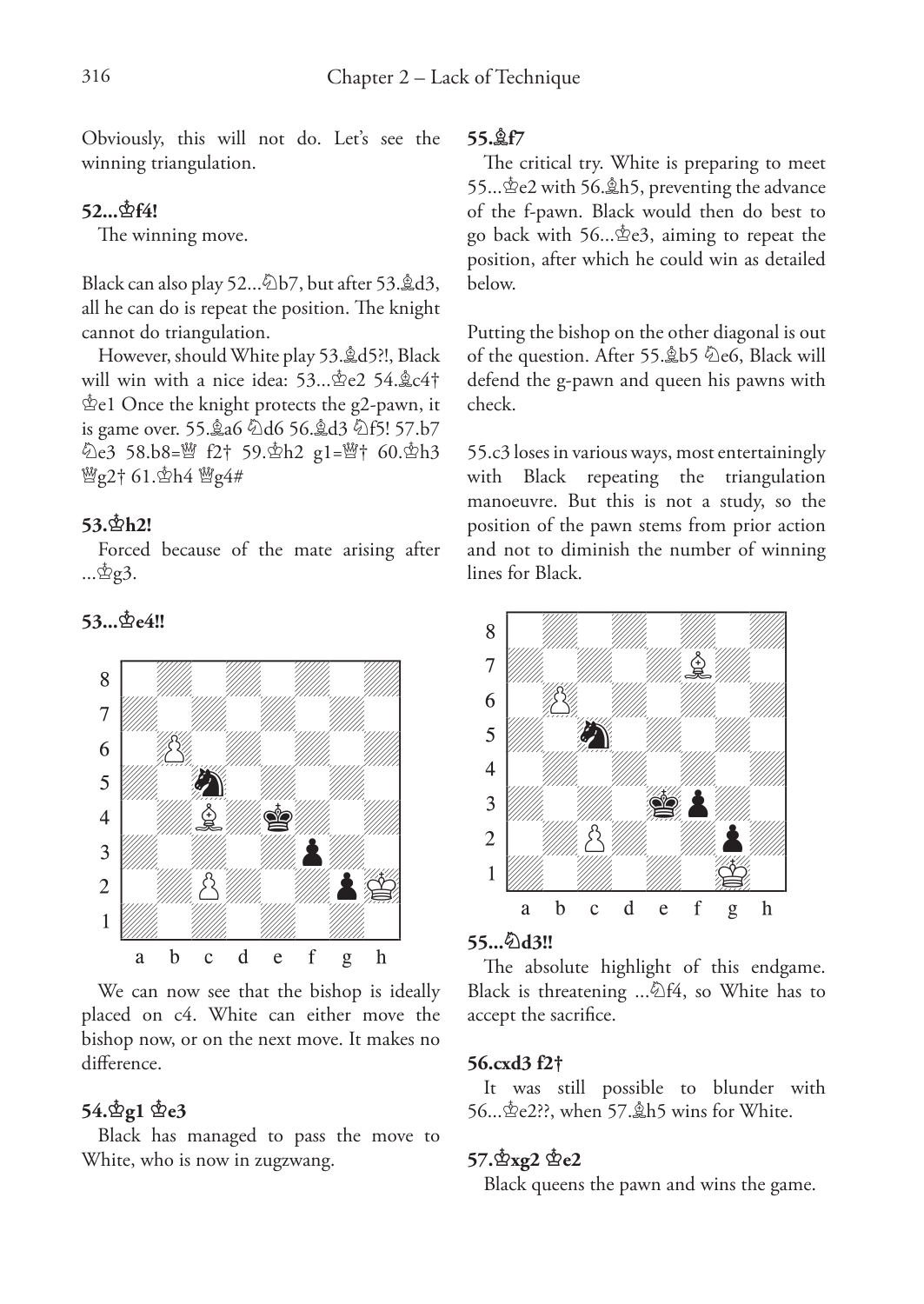Obviously, this will not do. Let's see the winning triangulation.

**52...♔f4!**

The winning move.

Black can also play 52...♘b7, but after 53.♗d3, all he can do is repeat the position. The knight cannot do triangulation.

However, should White play 53.♗d5?!, Black will win with a nice idea: 53...♔e2 54.♗c4† ♔e1 Once the knight protects the g2-pawn, it is game over. 55.♗a6 ♘d6 56.♗d3 ♘f5! 57.b7 ♘e3 58.b8=♕ f2† 59.♔h2 g1=♕† 60.♔h3 ♕g2† 61.♔h4 ♕g4#

**53.♔h2!**

Forced because of the mate arising after ...♔g3.

**53...♔e4!!**

We can now see that the bishop is ideally placed on c4. White can either move the bishop now, or on the next move. It makes no difference.

**54.♔g1 ♔e3**

Black has managed to pass the move to White, who is now in zugzwang.

**55.♗f7**

The critical try. White is preparing to meet 55...♔e2 with 56.♗h5, preventing the advance of the f-pawn. Black would then do best to go back with 56...♔e3, aiming to repeat the position, after which he could win as detailed below.

Putting the bishop on the other diagonal is out of the question. After 55.♗b5 ♘e6, Black will defend the g-pawn and queen his pawns with check.

55.c3 loses in various ways, most entertainingly with Black repeating the triangulation manoeuvre. But this is not a study, so the position of the pawn stems from prior action and not to diminish the number of winning lines for Black.

**55...♘d3!!**

The absolute highlight of this endgame. Black is threatening ...♘f4, so White has to accept the sacrifice.

**56.cxd3 f2†**

It was still possible to blunder with 56...♔e2??, when 57.♗h5 wins for White.

**57.♔xg2 ♔e2**

Black queens the pawn and wins the game.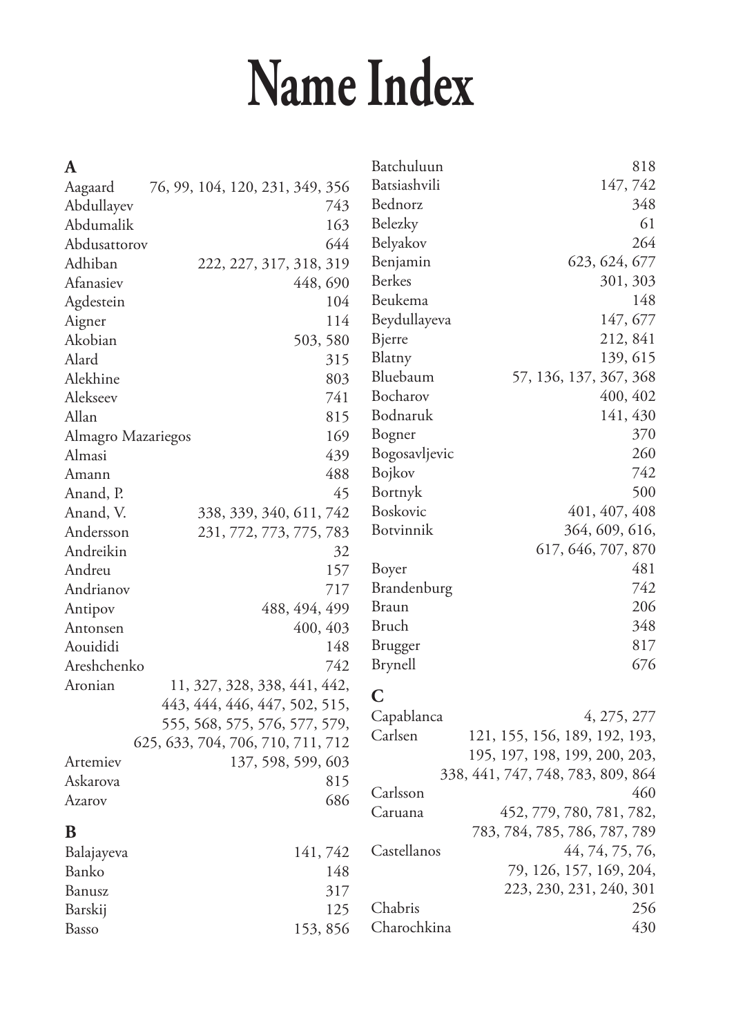# Name Index

**A**

Aagaard 76, 99, 104, 120, 231, 349, 356
Abdullayev 743
Abdumalik 163
Abdusattorov 644
Adhiban 222, 227, 317, 318, 319
Afanasiev 448, 690
Agdestein 104
Aigner 114
Akobian 503, 580
Alard 315
Alekhine 803
Alekseev 741
Allan 815
Almagro Mazariegos 169
Almasi 439
Amann 488
Anand, P. 45
Anand, V. 338, 339, 340, 611, 742
Andersson 231, 772, 773, 775, 783
Andreikin 32
Andreu 157
Andrianov 717
Antipov 488, 494, 499
Antonsen 400, 403
Aouididi 148
Areshchenko 742
Aronian 11, 327, 328, 338, 441, 442, 443, 444, 446, 447, 502, 515, 555, 568, 575, 576, 577, 579, 625, 633, 704, 706, 710, 711, 712
Artemiev 137, 598, 599, 603
Askarova 815
Azarov 686

**B**

Balajayeva 141, 742
Banko 148
Banusz 317
Barskij 125
Basso 153, 856
Batchuluun 818
Batsiashvili 147, 742
Bednorz 348
Belezky 61
Belyakov 264
Benjamin 623, 624, 677
Berkes 301, 303
Beukema 148
Beydullayeva 147, 677
Bjerre 212, 841
Blatny 139, 615
Bluebaum 57, 136, 137, 367, 368
Bocharov 400, 402
Bodnaruk 141, 430
Bogner 370
Bogosavljevic 260
Bojkov 742
Bortnyk 500
Boskovic 401, 407, 408
Botvinnik 364, 609, 616, 617, 646, 707, 870
Boyer 481
Brandenburg 742
Braun 206
Bruch 348
Brugger 817
Brynell 676

**C**

Capablanca 4, 275, 277
Carlsen 121, 155, 156, 189, 192, 193, 195, 197, 198, 199, 200, 203, 338, 441, 747, 748, 783, 809, 864
Carlsson 460
Caruana 452, 779, 780, 781, 782, 783, 784, 785, 786, 787, 789
Castellanos 44, 74, 75, 76, 79, 126, 157, 169, 204, 223, 230, 231, 240, 301
Chabris 256
Charochkina 430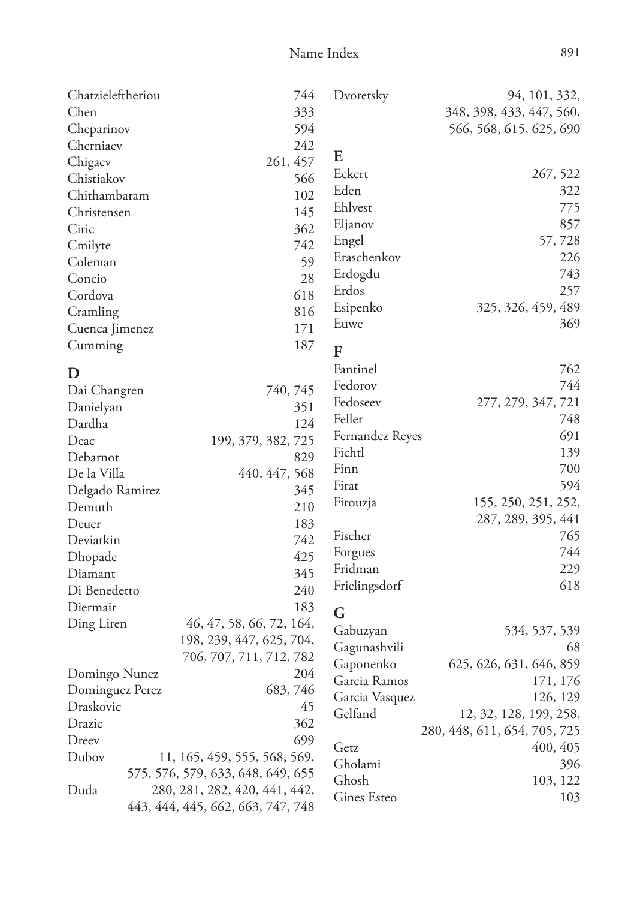Chatzieleftheriou 744
Chen 333
Cheparinov 594
Cherniaev 242
Chigaev 261, 457
Chistiakov 566
Chithambaram 102
Christensen 145
Ciric 362
Cmilyte 742
Coleman 59
Concio 28
Cordova 618
Cramling 816
Cuenca Jimenez 171
Cumming 187

## D

Dai Changren 740, 745
Danielyan 351
Dardha 124
Deac 199, 379, 382, 725
Debarnot 829
De la Villa 440, 447, 568
Delgado Ramirez 345
Demuth 210
Deuer 183
Deviatkin 742
Dhopade 425
Diamant 345
Di Benedetto 240
Diermair 183
Ding Liren 46, 47, 58, 66, 72, 164, 198, 239, 447, 625, 704, 706, 707, 711, 712, 782
Domingo Nunez 204
Dominguez Perez 683, 746
Draskovic 45
Drazic 362
Dreev 699
Dubov 11, 165, 459, 555, 568, 569, 575, 576, 579, 633, 648, 649, 655
Duda 280, 281, 282, 420, 441, 442, 443, 444, 445, 662, 663, 747, 748
Dvoretsky 94, 101, 332, 348, 398, 433, 447, 560, 566, 568, 615, 625, 690

## E

Eckert 267, 522
Eden 322
Ehlvest 775
Eljanov 857
Engel 57, 728
Eraschenkov 226
Erdogdu 743
Erdos 257
Esipenko 325, 326, 459, 489
Euwe 369

## F

Fantinel 762
Fedorov 744
Fedoseev 277, 279, 347, 721
Feller 748
Fernandez Reyes 691
Fichtl 139
Finn 700
Firat 594
Firouzja 155, 250, 251, 252, 287, 289, 395, 441
Fischer 765
Forgues 744
Fridman 229
Frielingsdorf 618

## G

Gabuzyan 534, 537, 539
Gagunashvili 68
Gaponenko 625, 626, 631, 646, 859
Garcia Ramos 171, 176
Garcia Vasquez 126, 129
Gelfand 12, 32, 128, 199, 258, 280, 448, 611, 654, 705, 725
Getz 400, 405
Gholami 396
Ghosh 103, 122
Gines Esteo 103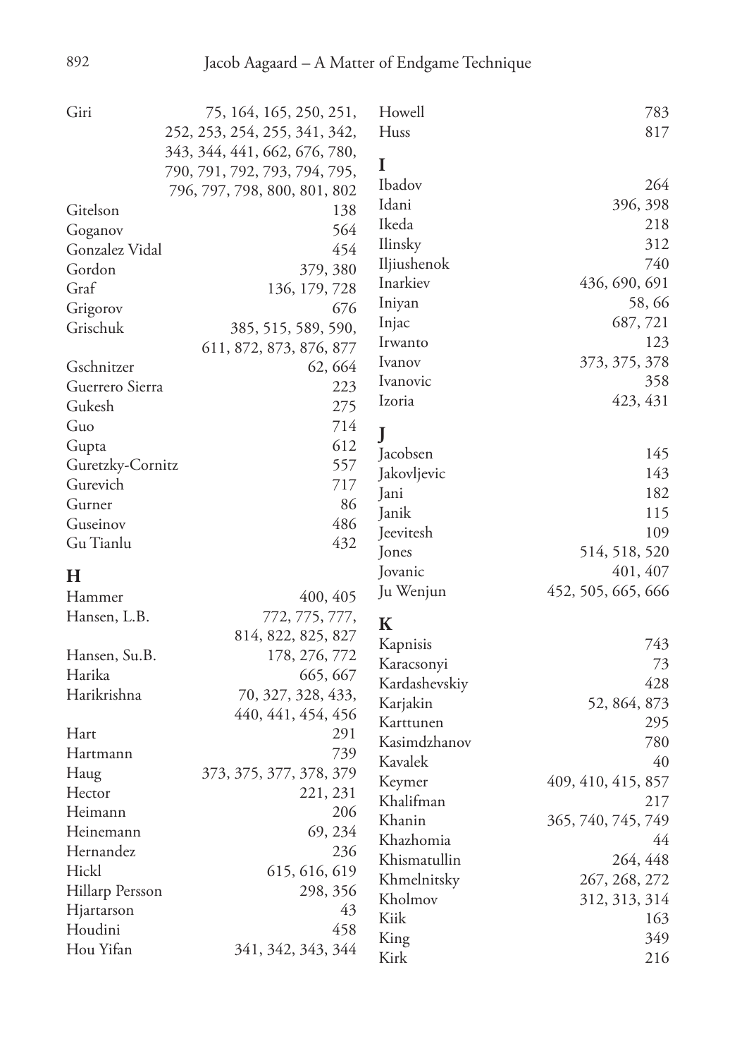Giri 75, 164, 165, 250, 251, 252, 253, 254, 255, 341, 342, 343, 344, 441, 662, 676, 780, 790, 791, 792, 793, 794, 795, 796, 797, 798, 800, 801, 802
Gitelson 138
Goganov 564
Gonzalez Vidal 454
Gordon 379, 380
Graf 136, 179, 728
Grigorov 676
Grischuk 385, 515, 589, 590, 611, 872, 873, 876, 877
Gschnitzer 62, 664
Guerrero Sierra 223
Gukesh 275
Guo 714
Gupta 612
Guretzky-Cornitz 557
Gurevich 717
Gurner 86
Guseinov 486
Gu Tianlu 432

## H

Hammer 400, 405
Hansen, L.B. 772, 775, 777, 814, 822, 825, 827
Hansen, Su.B. 178, 276, 772
Harika 665, 667
Harikrishna 70, 327, 328, 433, 440, 441, 454, 456
Hart 291
Hartmann 739
Haug 373, 375, 377, 378, 379
Hector 221, 231
Heimann 206
Heinemann 69, 234
Hernandez 236
Hickl 615, 616, 619
Hillarp Persson 298, 356
Hjartarson 43
Houdini 458
Hou Yifan 341, 342, 343, 344
Howell 783
Huss 817

## I

Ibadov 264
Idani 396, 398
Ikeda 218
Ilinsky 312
Iljiushenok 740
Inarkiev 436, 690, 691
Iniyan 58, 66
Injac 687, 721
Irwanto 123
Ivanov 373, 375, 378
Ivanovic 358
Izoria 423, 431

## J

Jacobsen 145
Jakovljevic 143
Jani 182
Janik 115
Jeevitesh 109
Jones 514, 518, 520
Jovanic 401, 407
Ju Wenjun 452, 505, 665, 666

## K

Kapnisis 743
Karacsonyi 73
Kardashevskiy 428
Karjakin 52, 864, 873
Karttunen 295
Kasimdzhanov 780
Kavalek 40
Keymer 409, 410, 415, 857
Khalifman 217
Khanin 365, 740, 745, 749
Khazhomia 44
Khismatullin 264, 448
Khmelnitsky 267, 268, 272
Kholmov 312, 313, 314
Kiik 163
King 349
Kirk 216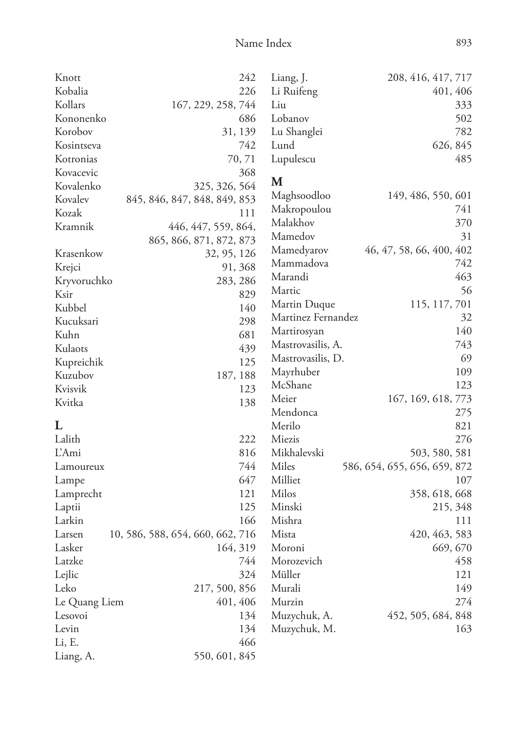Knott 242
Kobalia 226
Kollars 167, 229, 258, 744
Kononenko 686
Korobov 31, 139
Kosintseva 742
Kotronias 70, 71
Kovacevic 368
Kovalenko 325, 326, 564
Kovalev 845, 846, 847, 848, 849, 853
Kozak 111
Kramnik 446, 447, 559, 864, 865, 866, 871, 872, 873
Krasenkow 32, 95, 126
Krejci 91, 368
Kryvoruchko 283, 286
Ksir 829
Kubbel 140
Kucuksari 298
Kuhn 681
Kulaots 439
Kupreichik 125
Kuzubov 187, 188
Kvisvik 123
Kvitka 138

## L

Lalith 222
L'Ami 816
Lamoureux 744
Lampe 647
Lamprecht 121
Laptii 125
Larkin 166
Larsen 10, 586, 588, 654, 660, 662, 716
Lasker 164, 319
Latzke 744
Lejlic 324
Leko 217, 500, 856
Le Quang Liem 401, 406
Lesovoi 134
Levin 134
Li, E. 466
Liang, A. 550, 601, 845
Liang, J. 208, 416, 417, 717
Li Ruifeng 401, 406
Liu 333
Lobanov 502
Lu Shanglei 782
Lund 626, 845
Lupulescu 485

## M

Maghsoodloo 149, 486, 550, 601
Makropoulou 741
Malakhov 370
Mamedov 31
Mamedyarov 46, 47, 58, 66, 400, 402
Mammadova 742
Marandi 463
Martic 56
Martin Duque 115, 117, 701
Martinez Fernandez 32
Martirosyan 140
Mastrovasilis, A. 743
Mastrovasilis, D. 69
Mayrhuber 109
McShane 123
Meier 167, 169, 618, 773
Mendonca 275
Merilo 821
Miezis 276
Mikhalevski 503, 580, 581
Miles 586, 654, 655, 656, 659, 872
Milliet 107
Milos 358, 618, 668
Minski 215, 348
Mishra 111
Mista 420, 463, 583
Moroni 669, 670
Morozevich 458
Müller 121
Murali 149
Murzin 274
Muzychuk, A. 452, 505, 684, 848
Muzychuk, M. 163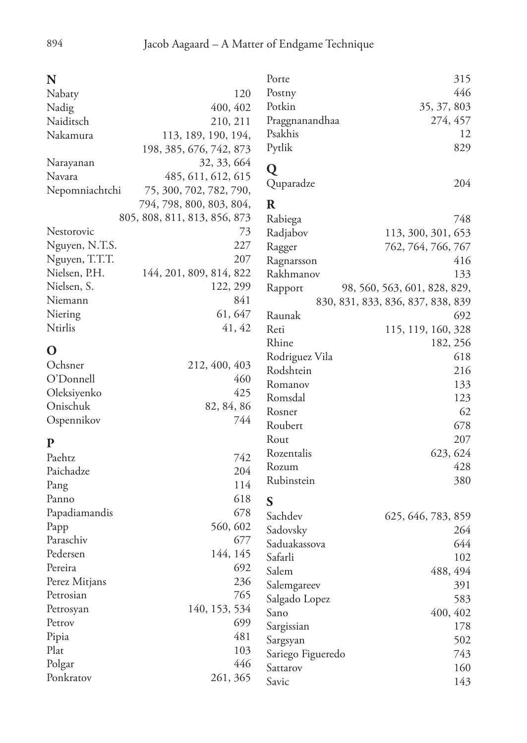## N

Nabaty 120
Nadig 400, 402
Naiditsch 210, 211
Nakamura 113, 189, 190, 194, 198, 385, 676, 742, 873
Narayanan 32, 33, 664
Navara 485, 611, 612, 615
Nepomniachtchi 75, 300, 702, 782, 790, 794, 798, 800, 803, 804, 805, 808, 811, 813, 856, 873
Nestorovic 73
Nguyen, N.T.S. 227
Nguyen, T.T.T. 207
Nielsen, P.H. 144, 201, 809, 814, 822
Nielsen, S. 122, 299
Niemann 841
Niering 61, 647
Ntirlis 41, 42

## O

Ochsner 212, 400, 403
O'Donnell 460
Oleksiyenko 425
Onischuk 82, 84, 86
Ospennikov 744

## P

Paehtz 742
Paichadze 204
Pang 114
Panno 618
Papadiamandis 678
Papp 560, 602
Paraschiv 677
Pedersen 144, 145
Pereira 692
Perez Mitjans 236
Petrosian 765
Petrosyan 140, 153, 534
Petrov 699
Pipia 481
Plat 103
Polgar 446
Ponkratov 261, 365
Porte 315
Postny 446
Potkin 35, 37, 803
Praggnanandhaa 274, 457
Psakhis 12
Pytlik 829

## Q

Quparadze 204

## R

Rabiega 748
Radjabov 113, 300, 301, 653
Ragger 762, 764, 766, 767
Ragnarsson 416
Rakhmanov 133
Rapport 98, 560, 563, 601, 828, 829, 830, 831, 833, 836, 837, 838, 839
Raunak 692
Reti 115, 119, 160, 328
Rhine 182, 256
Rodriguez Vila 618
Rodshtein 216
Romanov 133
Romsdal 123
Rosner 62
Roubert 678
Rout 207
Rozentalis 623, 624
Rozum 428
Rubinstein 380

## S

Sachdev 625, 646, 783, 859
Sadovsky 264
Saduakassova 644
Safarli 102
Salem 488, 494
Salemgareev 391
Salgado Lopez 583
Sano 400, 402
Sargissian 178
Sargsyan 502
Sariego Figueredo 743
Sattarov 160
Savic 143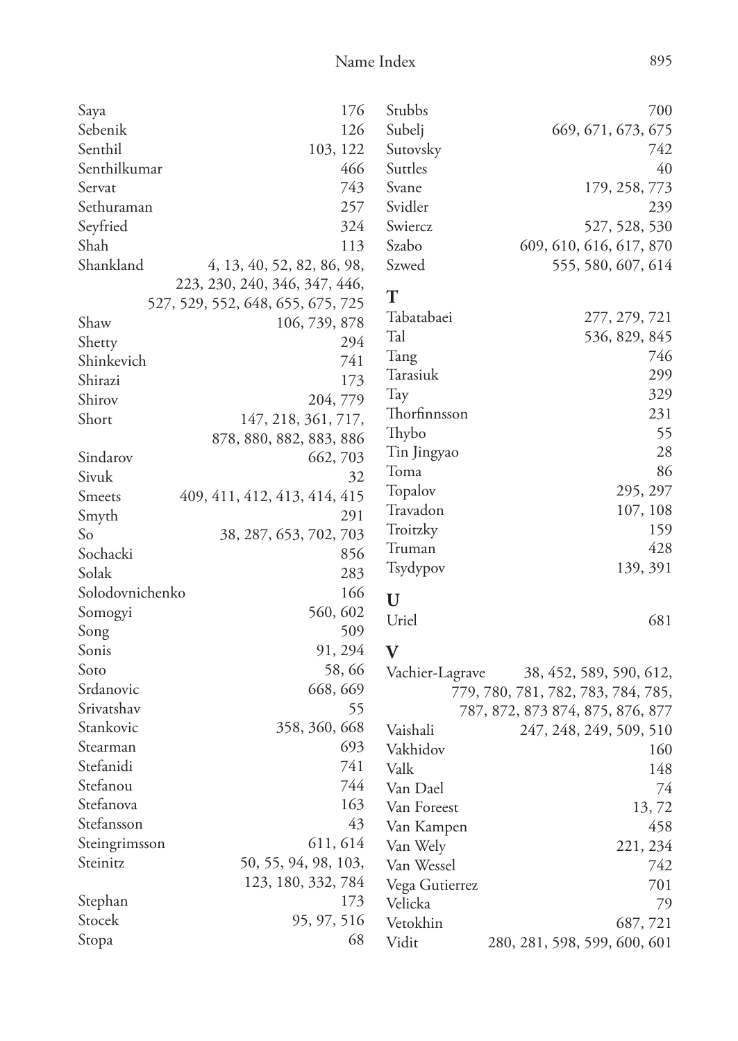Saya 176
Sebenik 126
Senthil 103, 122
Senthilkumar 466
Servat 743
Sethuraman 257
Seyfried 324
Shah 113
Shankland 4, 13, 40, 52, 82, 86, 98, 223, 230, 240, 346, 347, 446, 527, 529, 552, 648, 655, 675, 725
Shaw 106, 739, 878
Shetty 294
Shinkevich 741
Shirazi 173
Shirov 204, 779
Short 147, 218, 361, 717, 878, 880, 882, 883, 886
Sindarov 662, 703
Sivuk 32
Smeets 409, 411, 412, 413, 414, 415
Smyth 291
So 38, 287, 653, 702, 703
Sochacki 856
Solak 283
Solodovnichenko 166
Somogyi 560, 602
Song 509
Sonis 91, 294
Soto 58, 66
Srdanovic 668, 669
Srivatshav 55
Stankovic 358, 360, 668
Stearman 693
Stefanidi 741
Stefanou 744
Stefanova 163
Stefansson 43
Steingrimsson 611, 614
Steinitz 50, 55, 94, 98, 103, 123, 180, 332, 784
Stephan 173
Stocek 95, 97, 516
Stopa 68
Stubbs 700
Subelj 669, 671, 673, 675
Sutovsky 742
Suttles 40
Svane 179, 258, 773
Svidler 239
Swiercz 527, 528, 530
Szabo 609, 610, 616, 617, 870
Szwed 555, 580, 607, 614

## T

Tabatabaei 277, 279, 721
Tal 536, 829, 845
Tang 746
Tarasiuk 299
Tay 329
Thorfinnsson 231
Thybo 55
Tin Jingyao 28
Toma 86
Topalov 295, 297
Travadon 107, 108
Troitzky 159
Truman 428
Tsydypov 139, 391

## U

Uriel 681

## V

Vachier-Lagrave 38, 452, 589, 590, 612, 779, 780, 781, 782, 783, 784, 785, 787, 872, 873 874, 875, 876, 877
Vaishali 247, 248, 249, 509, 510
Vakhidov 160
Valk 148
Van Dael 74
Van Foreest 13, 72
Van Kampen 458
Van Wely 221, 234
Van Wessel 742
Vega Gutierrez 701
Velicka 79
Vetokhin 687, 721
Vidit 280, 281, 598, 599, 600, 601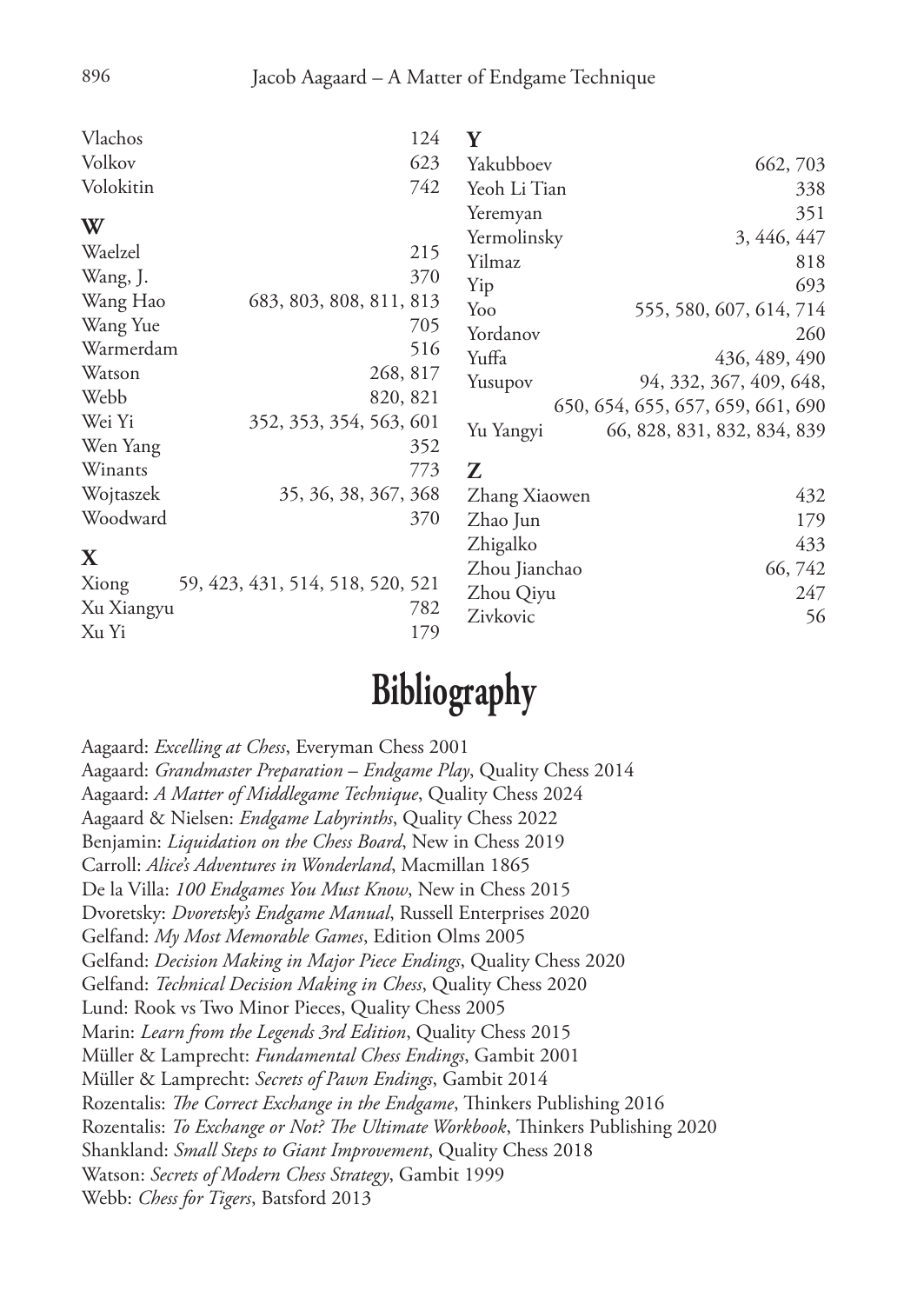Vlachos 124
Volkov 623
Volokitin 742

**W**

Waelzel 215
Wang, J. 370
Wang Hao 683, 803, 808, 811, 813
Wang Yue 705
Warmerdam 516
Watson 268, 817
Webb 820, 821
Wei Yi 352, 353, 354, 563, 601
Wen Yang 352
Winants 773
Wojtaszek 35, 36, 38, 367, 368
Woodward 370

**X**

Xiong 59, 423, 431, 514, 518, 520, 521
Xu Xiangyu 782
Xu Yi 179

**Y**

Yakubboev 662, 703
Yeoh Li Tian 338
Yeremyan 351
Yermolinsky 3, 446, 447
Yilmaz 818
Yip 693
Yoo 555, 580, 607, 614, 714
Yordanov 260
Yuffa 436, 489, 490
Yusupov 94, 332, 367, 409, 648, 650, 654, 655, 657, 659, 661, 690
Yu Yangyi 66, 828, 831, 832, 834, 839

**Z**

Zhang Xiaowen 432
Zhao Jun 179
Zhigalko 433
Zhou Jianchao 66, 742
Zhou Qiyu 247
Zivkovic 56

# Bibliography

Aagaard: *Excelling at Chess*, Everyman Chess 2001
Aagaard: *Grandmaster Preparation – Endgame Play*, Quality Chess 2014
Aagaard: *A Matter of Middlegame Technique*, Quality Chess 2024
Aagaard & Nielsen: *Endgame Labyrinths*, Quality Chess 2022
Benjamin: *Liquidation on the Chess Board*, New in Chess 2019
Carroll: *Alice's Adventures in Wonderland*, Macmillan 1865
De la Villa: *100 Endgames You Must Know*, New in Chess 2015
Dvoretsky: *Dvoretsky's Endgame Manual*, Russell Enterprises 2020
Gelfand: *My Most Memorable Games*, Edition Olms 2005
Gelfand: *Decision Making in Major Piece Endings*, Quality Chess 2020
Gelfand: *Technical Decision Making in Chess*, Quality Chess 2020
Lund: Rook vs Two Minor Pieces, Quality Chess 2005
Marin: *Learn from the Legends 3rd Edition*, Quality Chess 2015
Müller & Lamprecht: *Fundamental Chess Endings*, Gambit 2001
Müller & Lamprecht: *Secrets of Pawn Endings*, Gambit 2014
Rozentalis: *The Correct Exchange in the Endgame*, Thinkers Publishing 2016
Rozentalis: *To Exchange or Not? The Ultimate Workbook*, Thinkers Publishing 2020
Shankland: *Small Steps to Giant Improvement*, Quality Chess 2018
Watson: *Secrets of Modern Chess Strategy*, Gambit 1999
Webb: *Chess for Tigers*, Batsford 2013